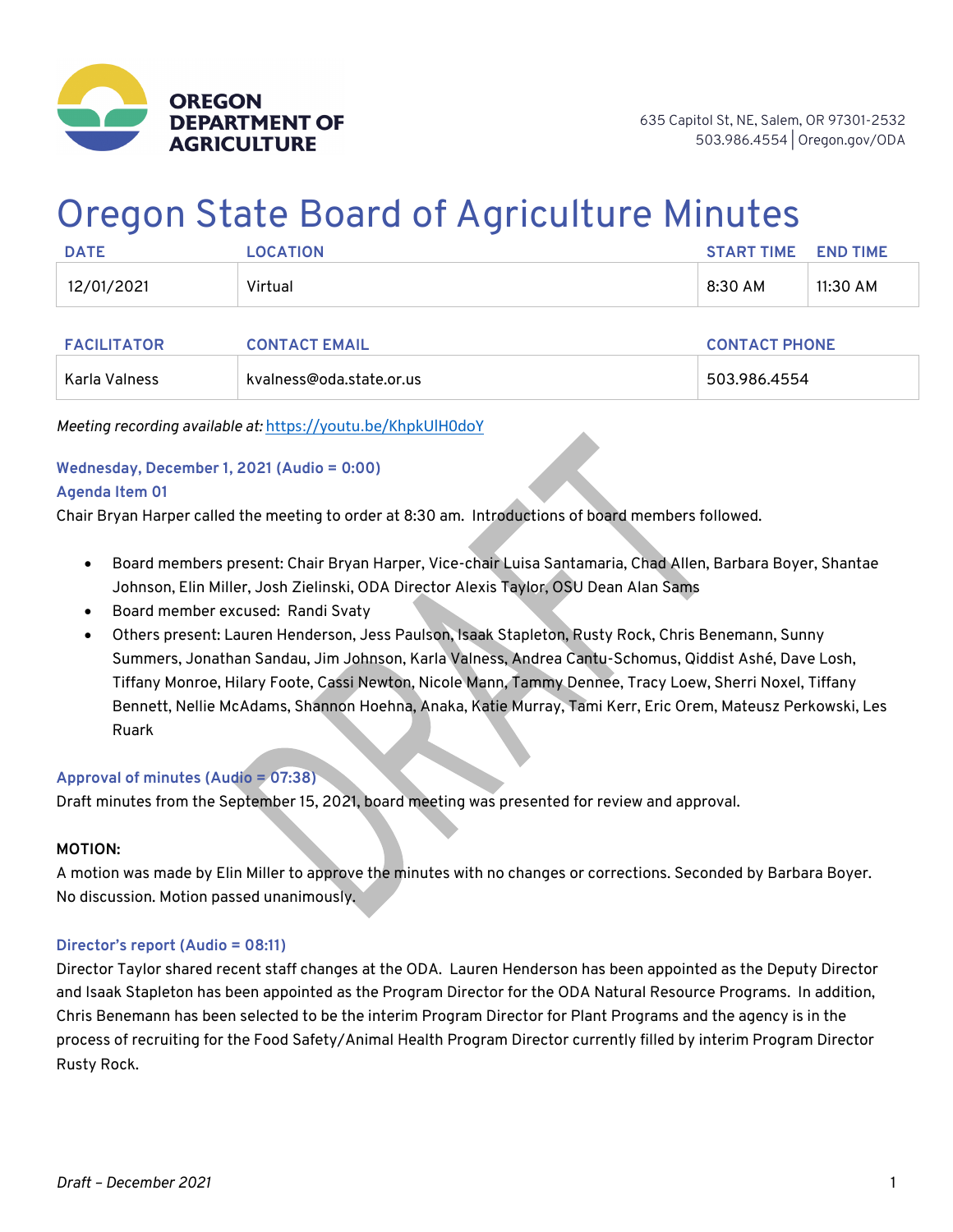OREGON DEPARTMENT OF AGRICULTURE

635 Capitol St, NE, Salem, OR 97301-2532
503.986.4554 | Oregon.gov/ODA

# Oregon State Board of Agriculture Minutes

| DATE | LOCATION | START TIME | END TIME |
|---|---|---|---|
| 12/01/2021 | Virtual | 8:30 AM | 11:30 AM |

| FACILITATOR | CONTACT EMAIL | CONTACT PHONE |
|---|---|---|
| Karla Valness | kvalness@oda.state.or.us | 503.986.4554 |

*Meeting recording available at:* https://youtu.be/KhpkUlH0doY

### Wednesday, December 1, 2021 (Audio = 0:00)

### Agenda Item 01

Chair Bryan Harper called the meeting to order at 8:30 am. Introductions of board members followed.

- Board members present: Chair Bryan Harper, Vice-chair Luisa Santamaria, Chad Allen, Barbara Boyer, Shantae Johnson, Elin Miller, Josh Zielinski, ODA Director Alexis Taylor, OSU Dean Alan Sams
- Board member excused: Randi Svaty
- Others present: Lauren Henderson, Jess Paulson, Isaak Stapleton, Rusty Rock, Chris Benemann, Sunny Summers, Jonathan Sandau, Jim Johnson, Karla Valness, Andrea Cantu-Schomus, Qiddist Ashé, Dave Losh, Tiffany Monroe, Hilary Foote, Cassi Newton, Nicole Mann, Tammy Dennee, Tracy Loew, Sherri Noxel, Tiffany Bennett, Nellie McAdams, Shannon Hoehna, Anaka, Katie Murray, Tami Kerr, Eric Orem, Mateusz Perkowski, Les Ruark

### Approval of minutes (Audio = 07:38)

Draft minutes from the September 15, 2021, board meeting was presented for review and approval.

**MOTION:**

A motion was made by Elin Miller to approve the minutes with no changes or corrections. Seconded by Barbara Boyer. No discussion. Motion passed unanimously.

### Director's report (Audio = 08:11)

Director Taylor shared recent staff changes at the ODA. Lauren Henderson has been appointed as the Deputy Director and Isaak Stapleton has been appointed as the Program Director for the ODA Natural Resource Programs. In addition, Chris Benemann has been selected to be the interim Program Director for Plant Programs and the agency is in the process of recruiting for the Food Safety/Animal Health Program Director currently filled by interim Program Director Rusty Rock.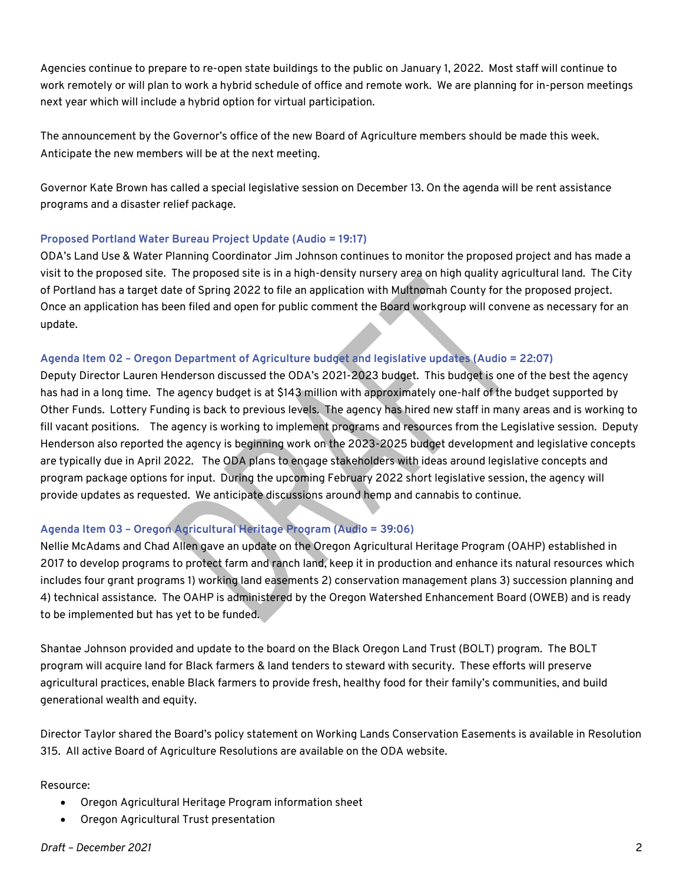Agencies continue to prepare to re-open state buildings to the public on January 1, 2022. Most staff will continue to work remotely or will plan to work a hybrid schedule of office and remote work. We are planning for in-person meetings next year which will include a hybrid option for virtual participation.

The announcement by the Governor's office of the new Board of Agriculture members should be made this week. Anticipate the new members will be at the next meeting.

Governor Kate Brown has called a special legislative session on December 13. On the agenda will be rent assistance programs and a disaster relief package.

### Proposed Portland Water Bureau Project Update (Audio = 19:17)

ODA's Land Use & Water Planning Coordinator Jim Johnson continues to monitor the proposed project and has made a visit to the proposed site. The proposed site is in a high-density nursery area on high quality agricultural land. The City of Portland has a target date of Spring 2022 to file an application with Multnomah County for the proposed project. Once an application has been filed and open for public comment the Board workgroup will convene as necessary for an update.

### Agenda Item 02 – Oregon Department of Agriculture budget and legislative updates (Audio = 22:07)

Deputy Director Lauren Henderson discussed the ODA's 2021-2023 budget. This budget is one of the best the agency has had in a long time. The agency budget is at $143 million with approximately one-half of the budget supported by Other Funds. Lottery Funding is back to previous levels. The agency has hired new staff in many areas and is working to fill vacant positions. The agency is working to implement programs and resources from the Legislative session. Deputy Henderson also reported the agency is beginning work on the 2023-2025 budget development and legislative concepts are typically due in April 2022. The ODA plans to engage stakeholders with ideas around legislative concepts and program package options for input. During the upcoming February 2022 short legislative session, the agency will provide updates as requested. We anticipate discussions around hemp and cannabis to continue.

### Agenda Item 03 – Oregon Agricultural Heritage Program (Audio = 39:06)

Nellie McAdams and Chad Allen gave an update on the Oregon Agricultural Heritage Program (OAHP) established in 2017 to develop programs to protect farm and ranch land, keep it in production and enhance its natural resources which includes four grant programs 1) working land easements 2) conservation management plans 3) succession planning and 4) technical assistance. The OAHP is administered by the Oregon Watershed Enhancement Board (OWEB) and is ready to be implemented but has yet to be funded.

Shantae Johnson provided and update to the board on the Black Oregon Land Trust (BOLT) program. The BOLT program will acquire land for Black farmers & land tenders to steward with security. These efforts will preserve agricultural practices, enable Black farmers to provide fresh, healthy food for their family's communities, and build generational wealth and equity.

Director Taylor shared the Board's policy statement on Working Lands Conservation Easements is available in Resolution 315. All active Board of Agriculture Resolutions are available on the ODA website.

Resource:

- Oregon Agricultural Heritage Program information sheet
- Oregon Agricultural Trust presentation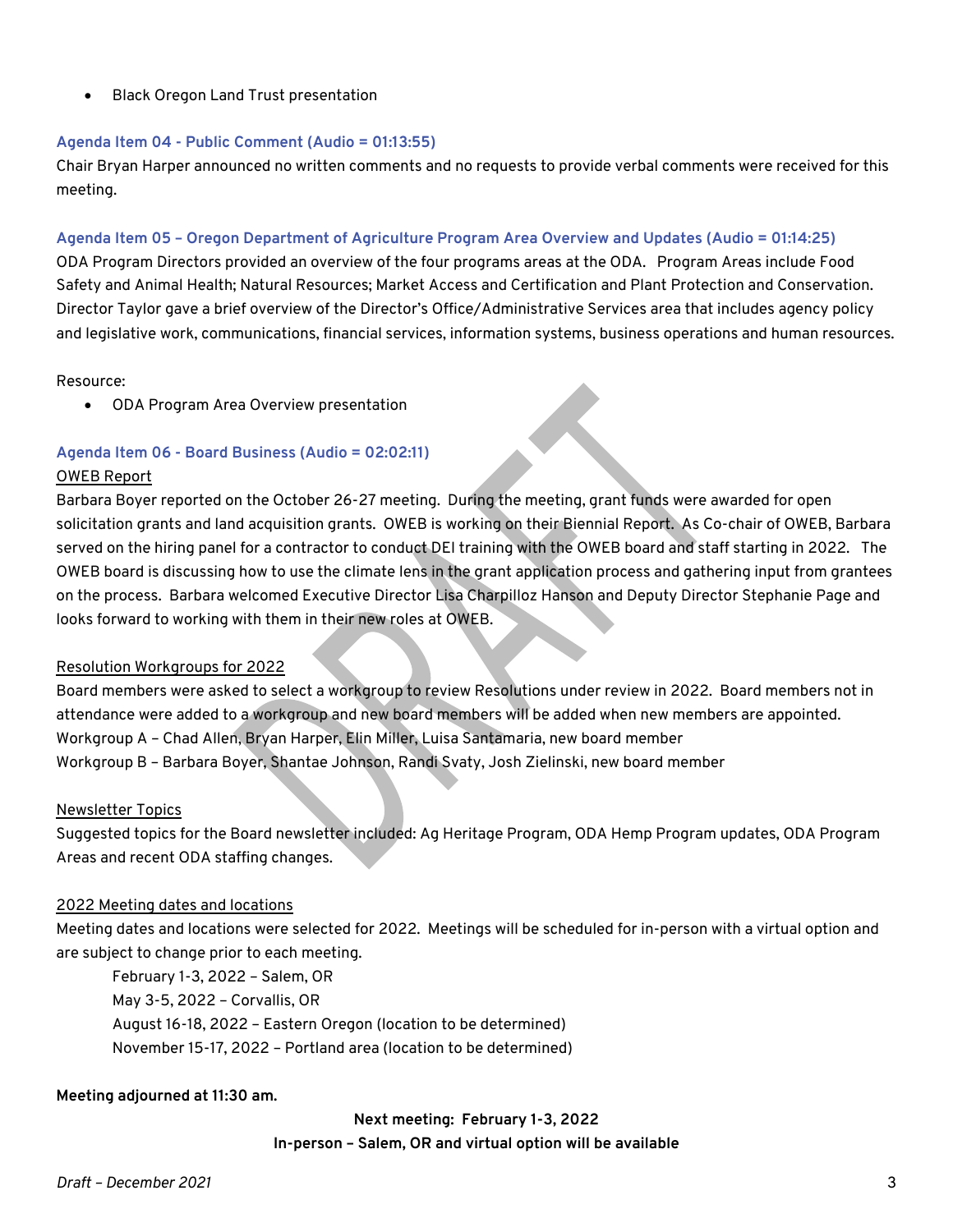- Black Oregon Land Trust presentation

### Agenda Item 04 - Public Comment (Audio = 01:13:55)

Chair Bryan Harper announced no written comments and no requests to provide verbal comments were received for this meeting.

### Agenda Item 05 – Oregon Department of Agriculture Program Area Overview and Updates (Audio = 01:14:25)

ODA Program Directors provided an overview of the four programs areas at the ODA. Program Areas include Food Safety and Animal Health; Natural Resources; Market Access and Certification and Plant Protection and Conservation. Director Taylor gave a brief overview of the Director's Office/Administrative Services area that includes agency policy and legislative work, communications, financial services, information systems, business operations and human resources.

Resource:

- ODA Program Area Overview presentation

### Agenda Item 06 - Board Business (Audio = 02:02:11)

OWEB Report

Barbara Boyer reported on the October 26-27 meeting. During the meeting, grant funds were awarded for open solicitation grants and land acquisition grants. OWEB is working on their Biennial Report. As Co-chair of OWEB, Barbara served on the hiring panel for a contractor to conduct DEI training with the OWEB board and staff starting in 2022. The OWEB board is discussing how to use the climate lens in the grant application process and gathering input from grantees on the process. Barbara welcomed Executive Director Lisa Charpilloz Hanson and Deputy Director Stephanie Page and looks forward to working with them in their new roles at OWEB.

Resolution Workgroups for 2022

Board members were asked to select a workgroup to review Resolutions under review in 2022. Board members not in attendance were added to a workgroup and new board members will be added when new members are appointed.
Workgroup A – Chad Allen, Bryan Harper, Elin Miller, Luisa Santamaria, new board member
Workgroup B – Barbara Boyer, Shantae Johnson, Randi Svaty, Josh Zielinski, new board member

Newsletter Topics

Suggested topics for the Board newsletter included: Ag Heritage Program, ODA Hemp Program updates, ODA Program Areas and recent ODA staffing changes.

2022 Meeting dates and locations

Meeting dates and locations were selected for 2022. Meetings will be scheduled for in-person with a virtual option and are subject to change prior to each meeting.

February 1-3, 2022 – Salem, OR
May 3-5, 2022 – Corvallis, OR
August 16-18, 2022 – Eastern Oregon (location to be determined)
November 15-17, 2022 – Portland area (location to be determined)

**Meeting adjourned at 11:30 am.**

**Next meeting: February 1-3, 2022**
**In-person – Salem, OR and virtual option will be available**